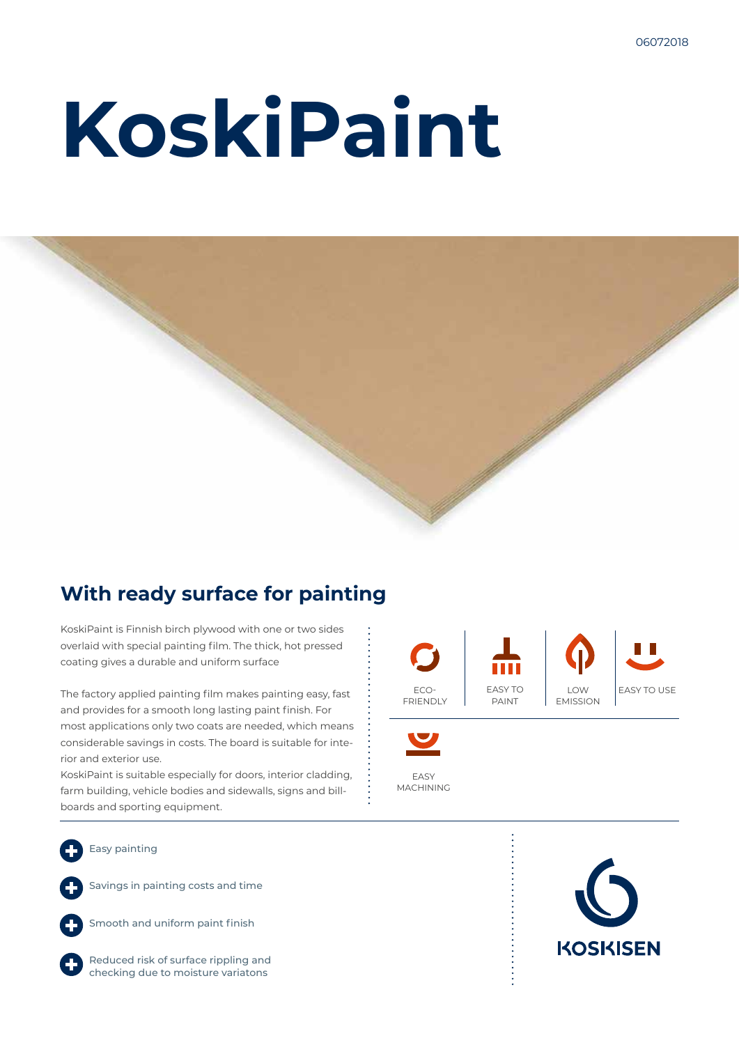06072018

# KoskiPaint

## With ready surface for painting

KoskiPaint is Finnish birch plywood with one or two sides overlaid with special painting film. The thick, hot pressed coating gives a durable and uniform surface

The factory applied painting film makes painting easy, fast and provides for a smooth long lasting paint finish. For most applications only two coats are needed, which means considerable savings in costs. The board is suitable for interior and exterior use.

KoskiPaint is suitable especially for doors, interior cladding, farm building, vehicle bodies and sidewalls, signs and billboards and sporting equipment.

ECO-FRIENDLY | EASY TO PAINT | LOW EMISSION | EASY TO USE | EASY MACHINING

- Easy painting
- Savings in painting costs and time
- Smooth and uniform paint finish
- Reduced risk of surface rippling and checking due to moisture variatons

KOSKISEN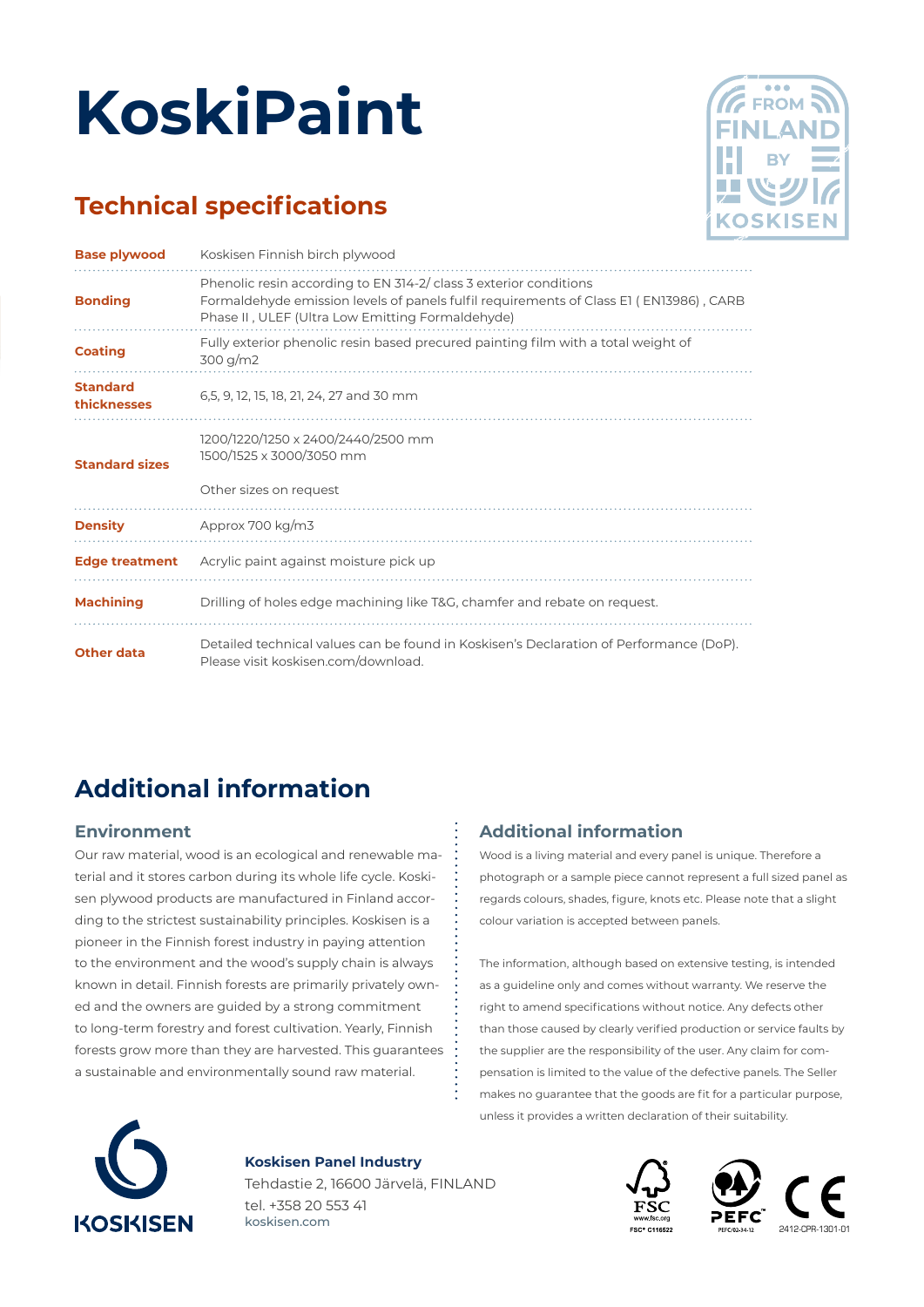# KoskiPaint

## Technical specifications

| | |
|---|---|
| **Base plywood** | Koskisen Finnish birch plywood |
| **Bonding** | Phenolic resin according to EN 314-2/ class 3 exterior conditions<br>Formaldehyde emission levels of panels fulfil requirements of Class E1 ( EN13986) , CARB Phase II , ULEF (Ultra Low Emitting Formaldehyde) |
| **Coating** | Fully exterior phenolic resin based precured painting film with a total weight of 300 g/m2 |
| **Standard thicknesses** | 6,5, 9, 12, 15, 18, 21, 24, 27 and 30 mm |
| **Standard sizes** | 1200/1220/1250 x 2400/2440/2500 mm<br>1500/1525 x 3000/3050 mm<br><br>Other sizes on request |
| **Density** | Approx 700 kg/m3 |
| **Edge treatment** | Acrylic paint against moisture pick up |
| **Machining** | Drilling of holes edge machining like T&G, chamfer and rebate on request. |
| **Other data** | Detailed technical values can be found in Koskisen's Declaration of Performance (DoP). Please visit koskisen.com/download. |

## Additional information

### Environment

Our raw material, wood is an ecological and renewable material and it stores carbon during its whole life cycle. Koskisen plywood products are manufactured in Finland according to the strictest sustainability principles. Koskisen is a pioneer in the Finnish forest industry in paying attention to the environment and the wood's supply chain is always known in detail. Finnish forests are primarily privately owned and the owners are guided by a strong commitment to long-term forestry and forest cultivation. Yearly, Finnish forests grow more than they are harvested. This guarantees a sustainable and environmentally sound raw material.

### Additional information

Wood is a living material and every panel is unique. Therefore a photograph or a sample piece cannot represent a full sized panel as regards colours, shades, figure, knots etc. Please note that a slight colour variation is accepted between panels.

The information, although based on extensive testing, is intended as a guideline only and comes without warranty. We reserve the right to amend specifications without notice. Any defects other than those caused by clearly verified production or service faults by the supplier are the responsibility of the user. Any claim for compensation is limited to the value of the defective panels. The Seller makes no guarantee that the goods are fit for a particular purpose, unless it provides a written declaration of their suitability.

**Koskisen Panel Industry**
Tehdastie 2, 16600 Järvelä, FINLAND
tel. +358 20 553 41
koskisen.com

FSC www.fsc.org FSC® C116522

PEFC PEFC/02-34-12

CE 2412-CPR-1301-01